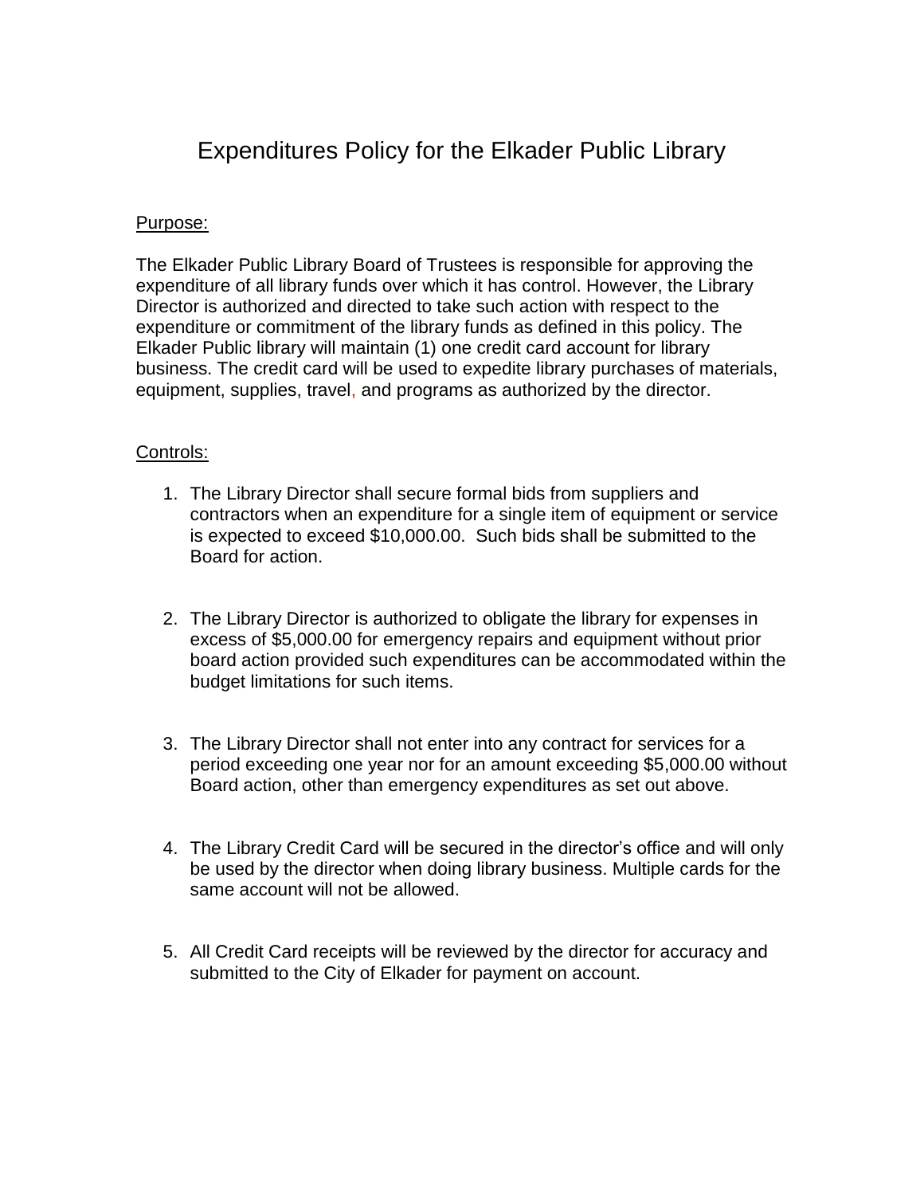# Expenditures Policy for the Elkader Public Library

## Purpose:

The Elkader Public Library Board of Trustees is responsible for approving the expenditure of all library funds over which it has control. However, the Library Director is authorized and directed to take such action with respect to the expenditure or commitment of the library funds as defined in this policy. The Elkader Public library will maintain (1) one credit card account for library business. The credit card will be used to expedite library purchases of materials, equipment, supplies, travel, and programs as authorized by the director.

## Controls:

1. The Library Director shall secure formal bids from suppliers and contractors when an expenditure for a single item of equipment or service is expected to exceed $10,000.00. Such bids shall be submitted to the Board for action.

2. The Library Director is authorized to obligate the library for expenses in excess of $5,000.00 for emergency repairs and equipment without prior board action provided such expenditures can be accommodated within the budget limitations for such items.

3. The Library Director shall not enter into any contract for services for a period exceeding one year nor for an amount exceeding $5,000.00 without Board action, other than emergency expenditures as set out above.

4. The Library Credit Card will be secured in the director's office and will only be used by the director when doing library business. Multiple cards for the same account will not be allowed.

5. All Credit Card receipts will be reviewed by the director for accuracy and submitted to the City of Elkader for payment on account.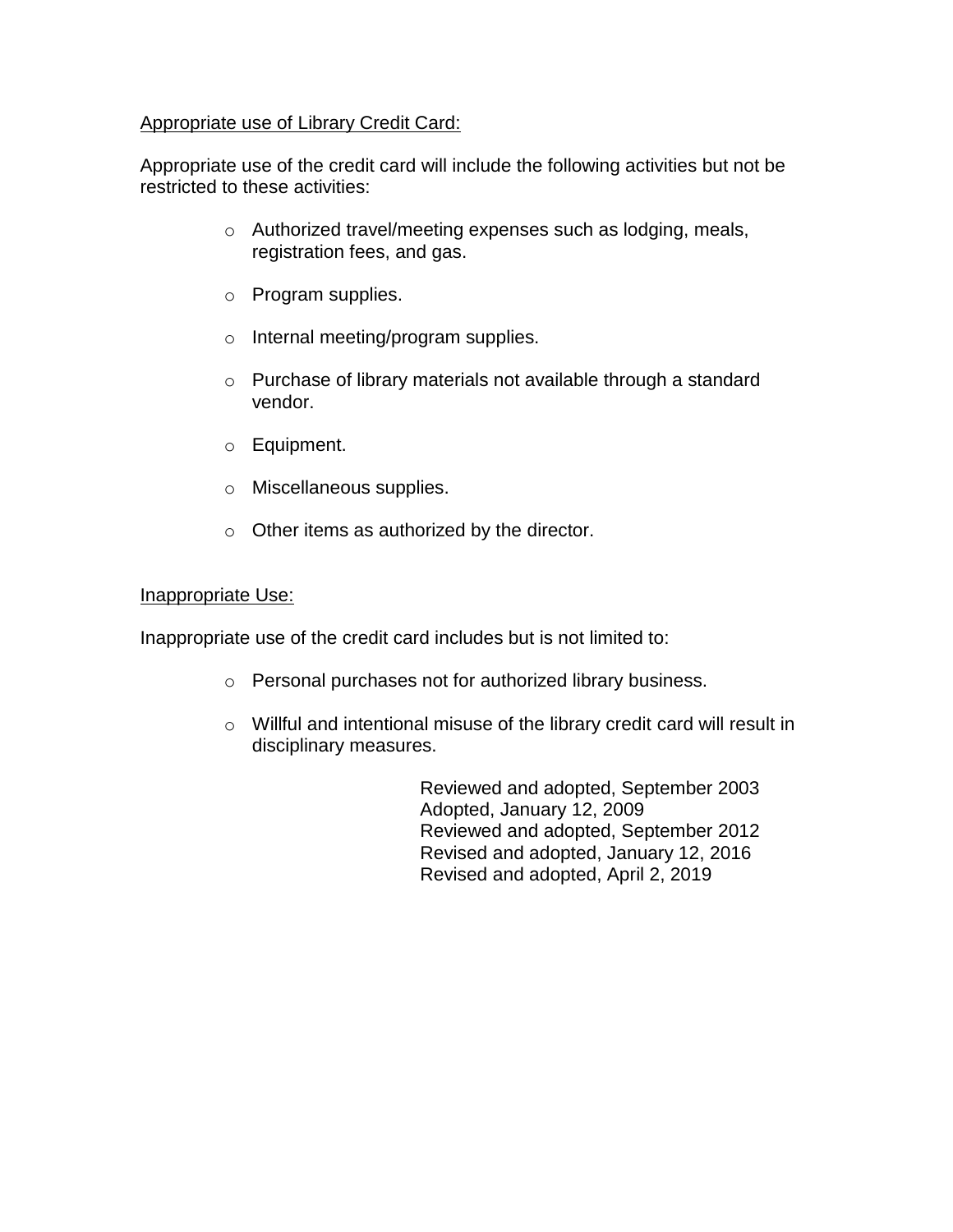Appropriate use of Library Credit Card:

Appropriate use of the credit card will include the following activities but not be restricted to these activities:

- Authorized travel/meeting expenses such as lodging, meals, registration fees, and gas.
- Program supplies.
- Internal meeting/program supplies.
- Purchase of library materials not available through a standard vendor.
- Equipment.
- Miscellaneous supplies.
- Other items as authorized by the director.

Inappropriate Use:

Inappropriate use of the credit card includes but is not limited to:

- Personal purchases not for authorized library business.
- Willful and intentional misuse of the library credit card will result in disciplinary measures.

Reviewed and adopted, September 2003
Adopted, January 12, 2009
Reviewed and adopted, September 2012
Revised and adopted, January 12, 2016
Revised and adopted, April 2, 2019